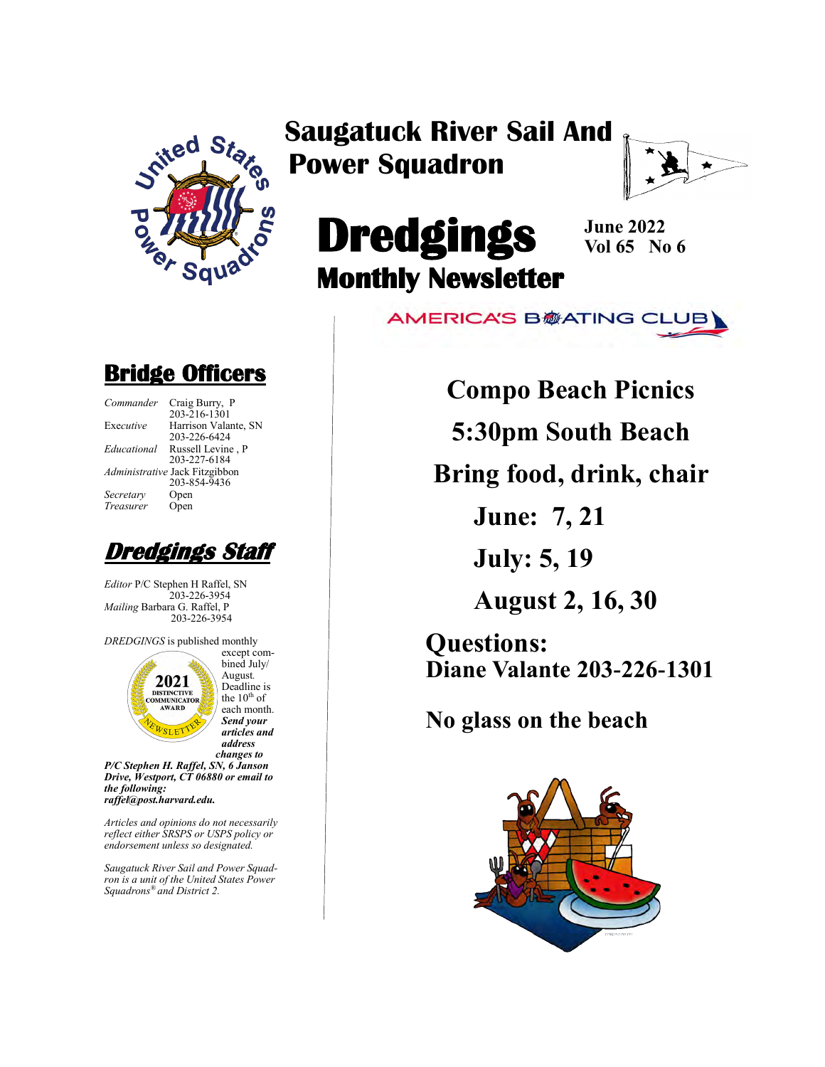# Saugatuck River Sail And Power Squadron

# Dredgings

## Monthly Newsletter

**June 2022**
**Vol 65 No 6**

AMERICA'S BOATING CLUB

## Bridge Officers

| | |
|---|---|
| *Commander* | Craig Burry, P<br>203-216-1301 |
| Exec*utive* | Harrison Valante, SN<br>203-226-6424 |
| *Educational* | Russell Levine , P<br>203-227-6184 |
| *Administrative* | Jack Fitzgibbon<br>203-854-9436 |
| *Secretary* | Open |
| *Treasurer* | Open |

## Dredgings Staff

*Editor* P/C Stephen H Raffel, SN
203-226-3954
*Mailing* Barbara G. Raffel, P
203-226-3954

2021 DISTINCTIVE COMMUNICATOR AWARD NEWSLETTER

*DREDGINGS* is published monthly except combined July/August. Deadline is the 10th of each month. ***Send your articles and address changes to P/C Stephen H. Raffel, SN, 6 Janson Drive, Westport, CT 06880 or email to the following: raffel@post.harvard.edu.***

*Articles and opinions do not necessarily reflect either SRSPS or USPS policy or endorsement unless so designated.*

*Saugatuck River Sail and Power Squadron is a unit of the United States Power Squadrons® and District 2.*

# Compo Beach Picnics

# 5:30pm South Beach

# Bring food, drink, chair

**June: 7, 21**

**July: 5, 19**

**August 2, 16, 30**

**Questions:**
**Diane Valante 203-226-1301**

**No glass on the beach**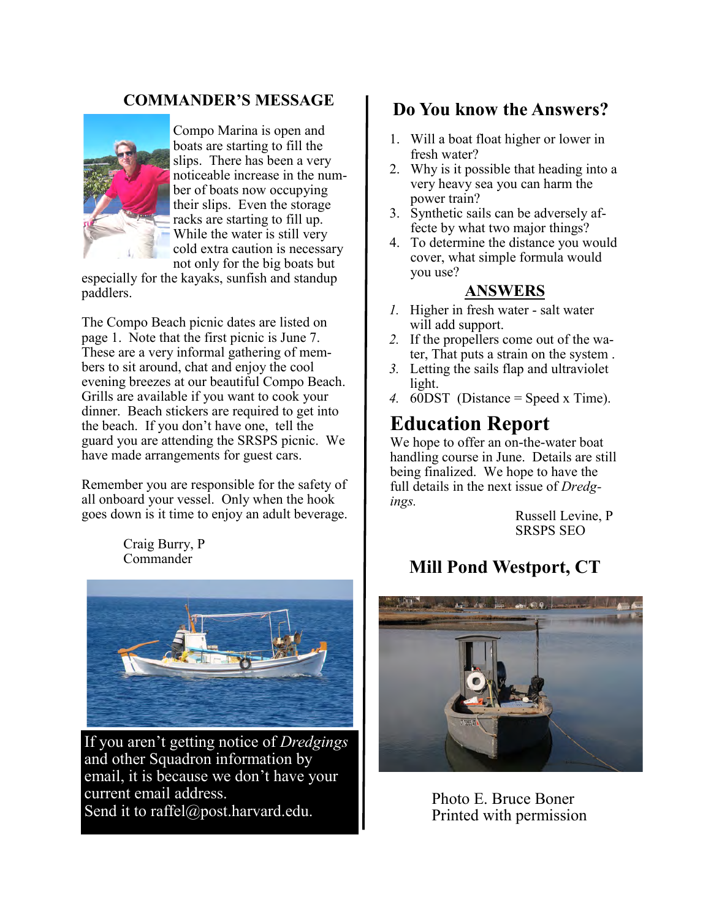## COMMANDER'S MESSAGE

Compo Marina is open and boats are starting to fill the slips. There has been a very noticeable increase in the number of boats now occupying their slips. Even the storage racks are starting to fill up. While the water is still very cold extra caution is necessary not only for the big boats but especially for the kayaks, sunfish and standup paddlers.

The Compo Beach picnic dates are listed on page 1. Note that the first picnic is June 7. These are a very informal gathering of members to sit around, chat and enjoy the cool evening breezes at our beautiful Compo Beach. Grills are available if you want to cook your dinner. Beach stickers are required to get into the beach. If you don't have one, tell the guard you are attending the SRSPS picnic. We have made arrangements for guest cars.

Remember you are responsible for the safety of all onboard your vessel. Only when the hook goes down is it time to enjoy an adult beverage.

Craig Burry, P
Commander

If you aren't getting notice of *Dredgings* and other Squadron information by email, it is because we don't have your current email address.
Send it to raffel@post.harvard.edu.

## Do You know the Answers?

1. Will a boat float higher or lower in fresh water?
2. Why is it possible that heading into a very heavy sea you can harm the power train?
3. Synthetic sails can be adversely affecte by what two major things?
4. To determine the distance you would cover, what simple formula would you use?

### ANSWERS

1. Higher in fresh water - salt water will add support.
2. If the propellers come out of the water, That puts a strain on the system .
3. Letting the sails flap and ultraviolet light.
4. 60DST (Distance = Speed x Time).

## Education Report

We hope to offer an on-the-water boat handling course in June. Details are still being finalized. We hope to have the full details in the next issue of *Dredgings.*

Russell Levine, P
SRSPS SEO

## Mill Pond Westport, CT

Photo E. Bruce Boner
Printed with permission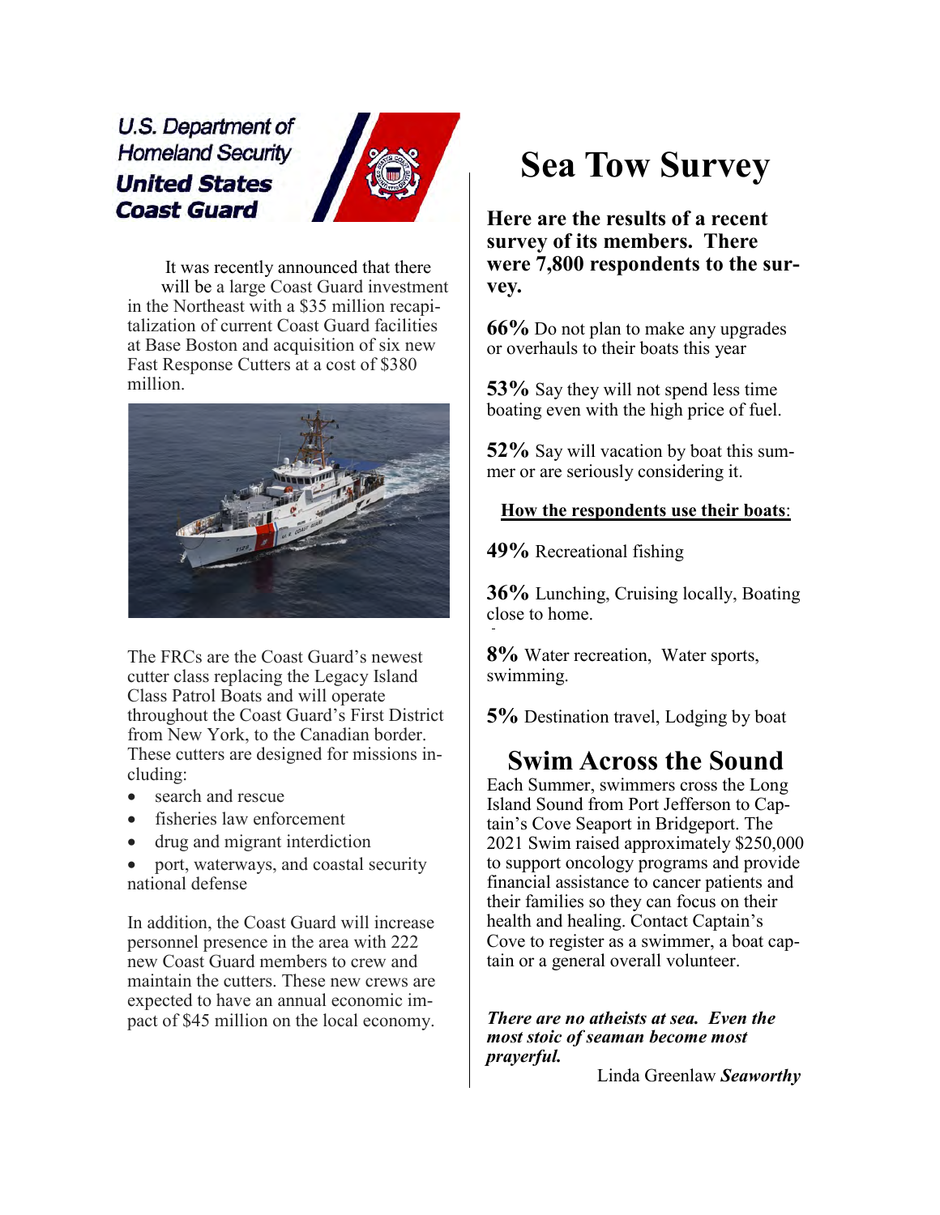U.S. Department of Homeland Security
**United States Coast Guard**

It was recently announced that there will be a large Coast Guard investment in the Northeast with a $35 million recapitalization of current Coast Guard facilities at Base Boston and acquisition of six new Fast Response Cutters at a cost of $380 million.

The FRCs are the Coast Guard's newest cutter class replacing the Legacy Island Class Patrol Boats and will operate throughout the Coast Guard's First District from New York, to the Canadian border. These cutters are designed for missions including:

- search and rescue
- fisheries law enforcement
- drug and migrant interdiction
- port, waterways, and coastal security national defense

In addition, the Coast Guard will increase personnel presence in the area with 222 new Coast Guard members to crew and maintain the cutters. These new crews are expected to have an annual economic impact of $45 million on the local economy.

# Sea Tow Survey

**Here are the results of a recent survey of its members. There were 7,800 respondents to the survey.**

**66%** Do not plan to make any upgrades or overhauls to their boats this year

**53%** Say they will not spend less time boating even with the high price of fuel.

**52%** Say will vacation by boat this summer or are seriously considering it.

**How the respondents use their boats**:

**49%** Recreational fishing

**36%** Lunching, Cruising locally, Boating close to home.

**8%** Water recreation, Water sports, swimming.

**5%** Destination travel, Lodging by boat

## Swim Across the Sound

Each Summer, swimmers cross the Long Island Sound from Port Jefferson to Captain's Cove Seaport in Bridgeport. The 2021 Swim raised approximately $250,000 to support oncology programs and provide financial assistance to cancer patients and their families so they can focus on their health and healing. Contact Captain's Cove to register as a swimmer, a boat captain or a general overall volunteer.

***There are no atheists at sea. Even the most stoic of seaman become most prayerful.***

Linda Greenlaw ***Seaworthy***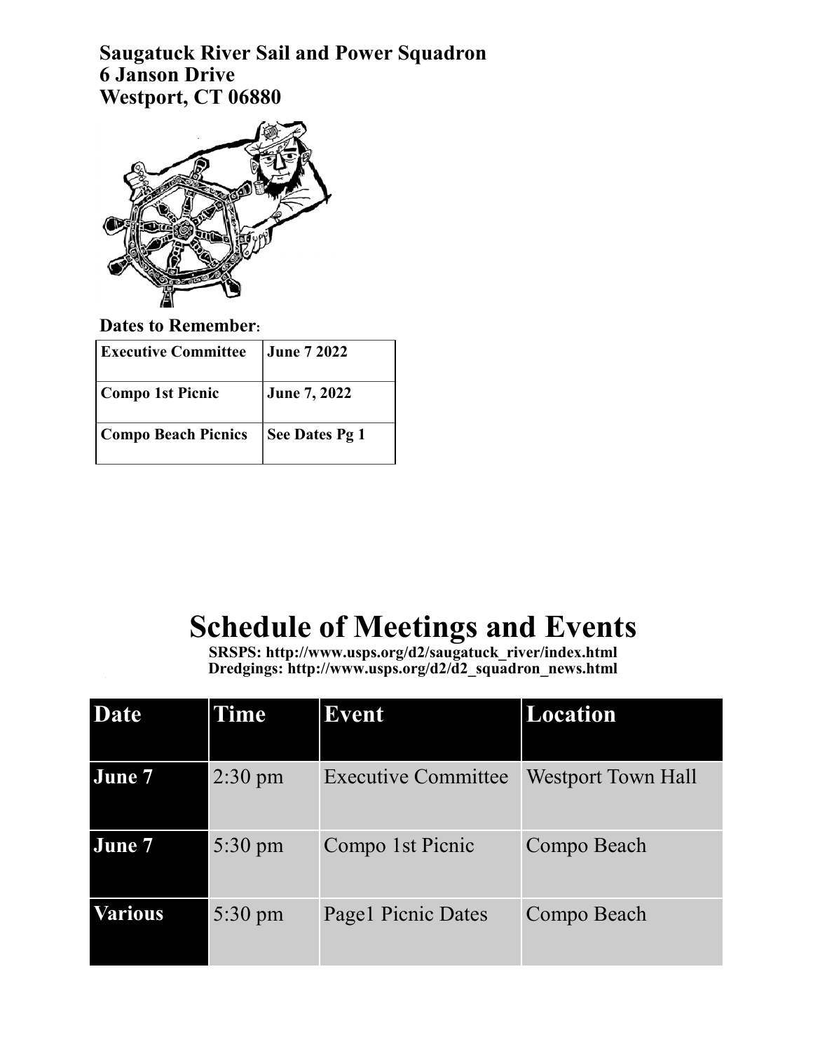**Saugatuck River Sail and Power Squadron**
**6 Janson Drive**
**Westport, CT 06880**

**Dates to Remember:**

| | |
|---|---|
| **Executive Committee** | **June 7 2022** |
| **Compo 1st Picnic** | **June 7, 2022** |
| **Compo Beach Picnics** | **See Dates Pg 1** |

# Schedule of Meetings and Events

**SRSPS: http://www.usps.org/d2/saugatuck_river/index.html**
**Dredgings: http://www.usps.org/d2/d2_squadron_news.html**

| Date | Time | Event | Location |
|---|---|---|---|
| **June 7** | 2:30 pm | Executive Committee | Westport Town Hall |
| **June 7** | 5:30 pm | Compo 1st Picnic | Compo Beach |
| **Various** | 5:30 pm | Page1 Picnic Dates | Compo Beach |